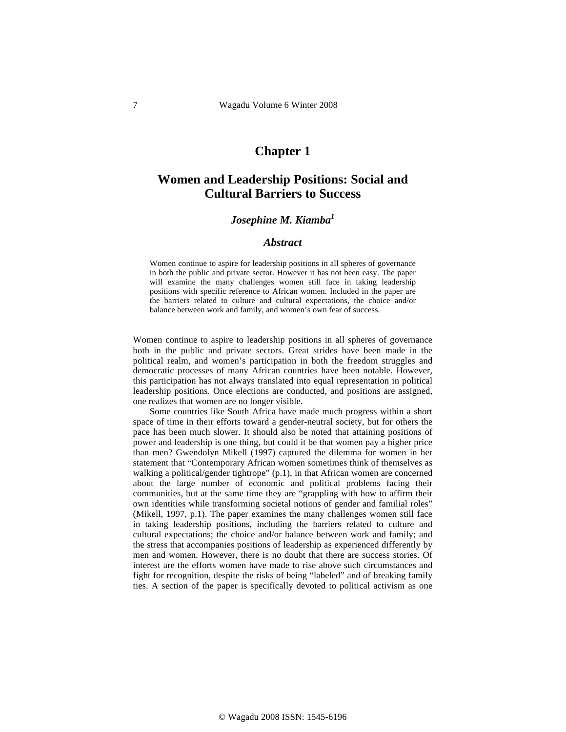# Chapter 1

## Women and Leadership Positions: Social and Cultural Barriers to Success

***Josephine M. Kiamba*[1]**

### *Abstract*

Women continue to aspire for leadership positions in all spheres of governance in both the public and private sector. However it has not been easy. The paper will examine the many challenges women still face in taking leadership positions with specific reference to African women. Included in the paper are the barriers related to culture and cultural expectations, the choice and/or balance between work and family, and women's own fear of success.

Women continue to aspire to leadership positions in all spheres of governance both in the public and private sectors. Great strides have been made in the political realm, and women's participation in both the freedom struggles and democratic processes of many African countries have been notable. However, this participation has not always translated into equal representation in political leadership positions. Once elections are conducted, and positions are assigned, one realizes that women are no longer visible.

Some countries like South Africa have made much progress within a short space of time in their efforts toward a gender-neutral society, but for others the pace has been much slower. It should also be noted that attaining positions of power and leadership is one thing, but could it be that women pay a higher price than men? Gwendolyn Mikell (1997) captured the dilemma for women in her statement that "Contemporary African women sometimes think of themselves as walking a political/gender tightrope" (p.1), in that African women are concerned about the large number of economic and political problems facing their communities, but at the same time they are "grappling with how to affirm their own identities while transforming societal notions of gender and familial roles" (Mikell, 1997, p.1). The paper examines the many challenges women still face in taking leadership positions, including the barriers related to culture and cultural expectations; the choice and/or balance between work and family; and the stress that accompanies positions of leadership as experienced differently by men and women. However, there is no doubt that there are success stories. Of interest are the efforts women have made to rise above such circumstances and fight for recognition, despite the risks of being "labeled" and of breaking family ties. A section of the paper is specifically devoted to political activism as one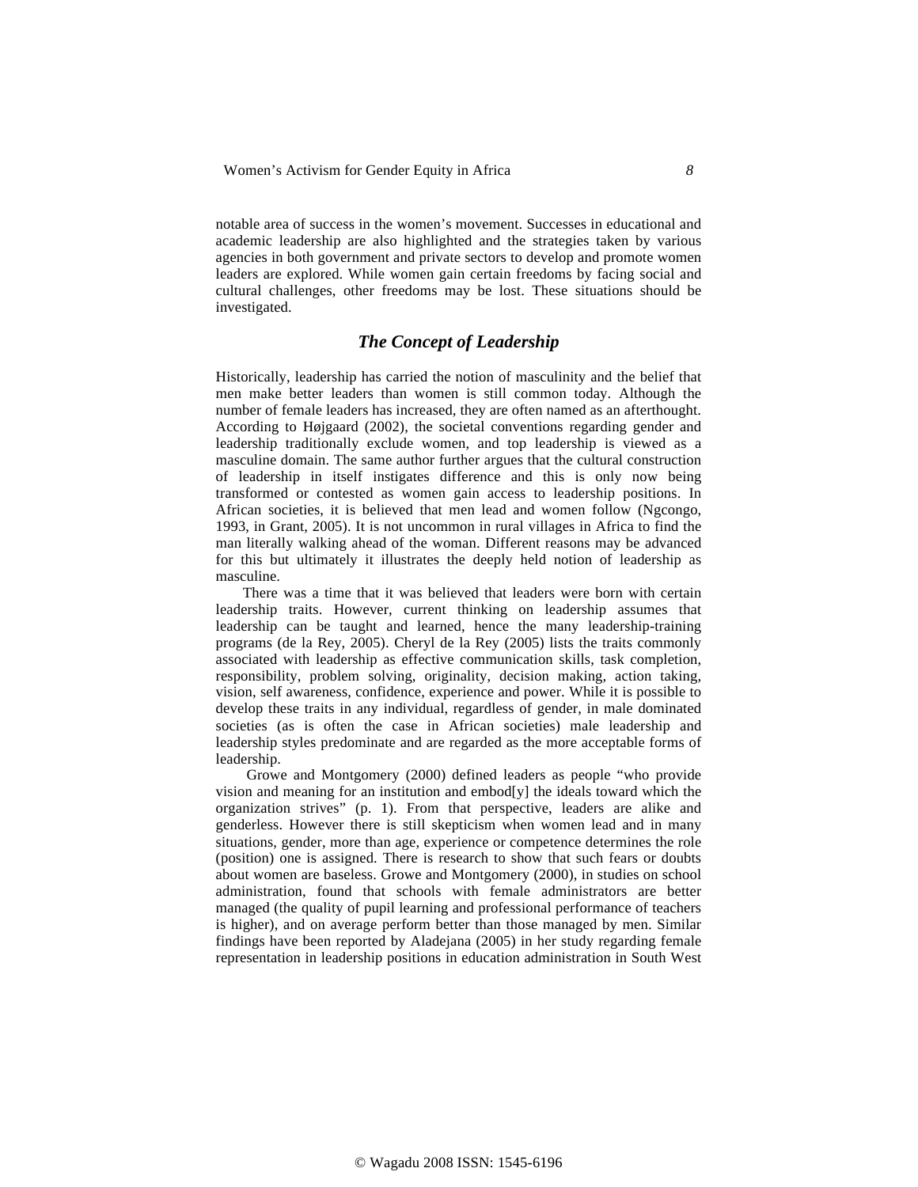notable area of success in the women's movement. Successes in educational and academic leadership are also highlighted and the strategies taken by various agencies in both government and private sectors to develop and promote women leaders are explored. While women gain certain freedoms by facing social and cultural challenges, other freedoms may be lost. These situations should be investigated.

## *The Concept of Leadership*

Historically, leadership has carried the notion of masculinity and the belief that men make better leaders than women is still common today. Although the number of female leaders has increased, they are often named as an afterthought. According to Højgaard (2002), the societal conventions regarding gender and leadership traditionally exclude women, and top leadership is viewed as a masculine domain. The same author further argues that the cultural construction of leadership in itself instigates difference and this is only now being transformed or contested as women gain access to leadership positions. In African societies, it is believed that men lead and women follow (Ngcongo, 1993, in Grant, 2005). It is not uncommon in rural villages in Africa to find the man literally walking ahead of the woman. Different reasons may be advanced for this but ultimately it illustrates the deeply held notion of leadership as masculine.

There was a time that it was believed that leaders were born with certain leadership traits. However, current thinking on leadership assumes that leadership can be taught and learned, hence the many leadership-training programs (de la Rey, 2005). Cheryl de la Rey (2005) lists the traits commonly associated with leadership as effective communication skills, task completion, responsibility, problem solving, originality, decision making, action taking, vision, self awareness, confidence, experience and power. While it is possible to develop these traits in any individual, regardless of gender, in male dominated societies (as is often the case in African societies) male leadership and leadership styles predominate and are regarded as the more acceptable forms of leadership.

Growe and Montgomery (2000) defined leaders as people "who provide vision and meaning for an institution and embod[y] the ideals toward which the organization strives" (p. 1). From that perspective, leaders are alike and genderless. However there is still skepticism when women lead and in many situations, gender, more than age, experience or competence determines the role (position) one is assigned. There is research to show that such fears or doubts about women are baseless. Growe and Montgomery (2000), in studies on school administration, found that schools with female administrators are better managed (the quality of pupil learning and professional performance of teachers is higher), and on average perform better than those managed by men. Similar findings have been reported by Aladejana (2005) in her study regarding female representation in leadership positions in education administration in South West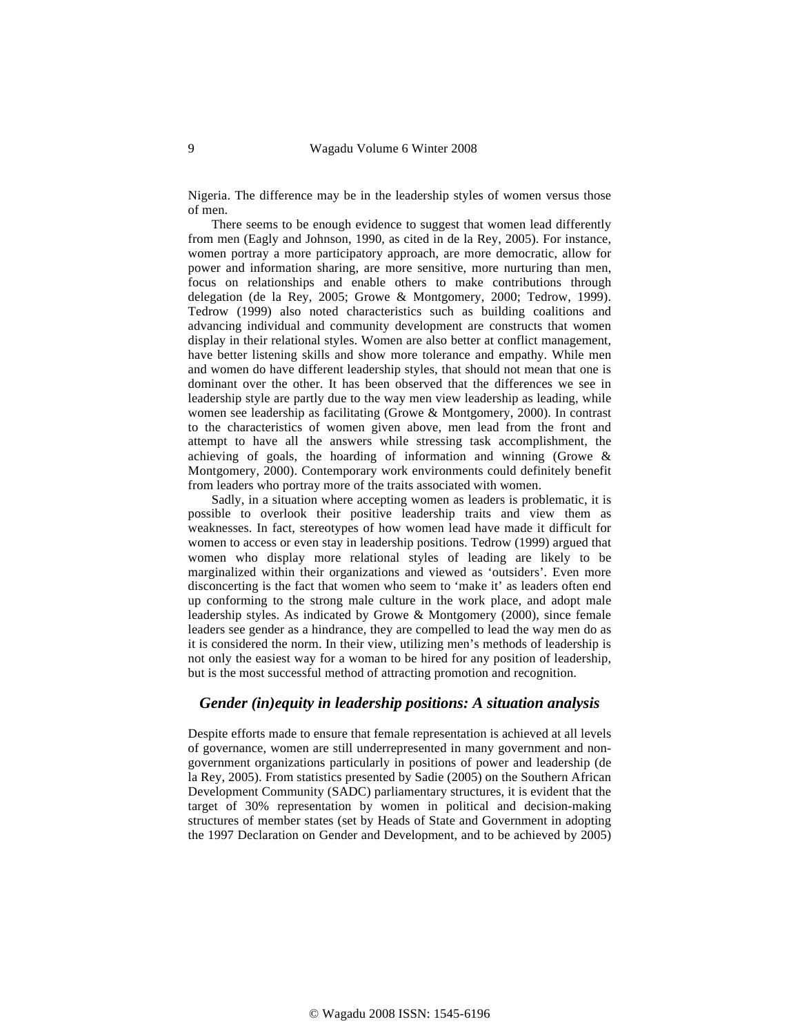Nigeria. The difference may be in the leadership styles of women versus those of men.

There seems to be enough evidence to suggest that women lead differently from men (Eagly and Johnson, 1990, as cited in de la Rey, 2005). For instance, women portray a more participatory approach, are more democratic, allow for power and information sharing, are more sensitive, more nurturing than men, focus on relationships and enable others to make contributions through delegation (de la Rey, 2005; Growe & Montgomery, 2000; Tedrow, 1999). Tedrow (1999) also noted characteristics such as building coalitions and advancing individual and community development are constructs that women display in their relational styles. Women are also better at conflict management, have better listening skills and show more tolerance and empathy. While men and women do have different leadership styles, that should not mean that one is dominant over the other. It has been observed that the differences we see in leadership style are partly due to the way men view leadership as leading, while women see leadership as facilitating (Growe & Montgomery, 2000). In contrast to the characteristics of women given above, men lead from the front and attempt to have all the answers while stressing task accomplishment, the achieving of goals, the hoarding of information and winning (Growe & Montgomery, 2000). Contemporary work environments could definitely benefit from leaders who portray more of the traits associated with women.

Sadly, in a situation where accepting women as leaders is problematic, it is possible to overlook their positive leadership traits and view them as weaknesses. In fact, stereotypes of how women lead have made it difficult for women to access or even stay in leadership positions. Tedrow (1999) argued that women who display more relational styles of leading are likely to be marginalized within their organizations and viewed as 'outsiders'. Even more disconcerting is the fact that women who seem to 'make it' as leaders often end up conforming to the strong male culture in the work place, and adopt male leadership styles. As indicated by Growe & Montgomery (2000), since female leaders see gender as a hindrance, they are compelled to lead the way men do as it is considered the norm. In their view, utilizing men's methods of leadership is not only the easiest way for a woman to be hired for any position of leadership, but is the most successful method of attracting promotion and recognition.

## *Gender (in)equity in leadership positions: A situation analysis*

Despite efforts made to ensure that female representation is achieved at all levels of governance, women are still underrepresented in many government and non-government organizations particularly in positions of power and leadership (de la Rey, 2005). From statistics presented by Sadie (2005) on the Southern African Development Community (SADC) parliamentary structures, it is evident that the target of 30% representation by women in political and decision-making structures of member states (set by Heads of State and Government in adopting the 1997 Declaration on Gender and Development, and to be achieved by 2005)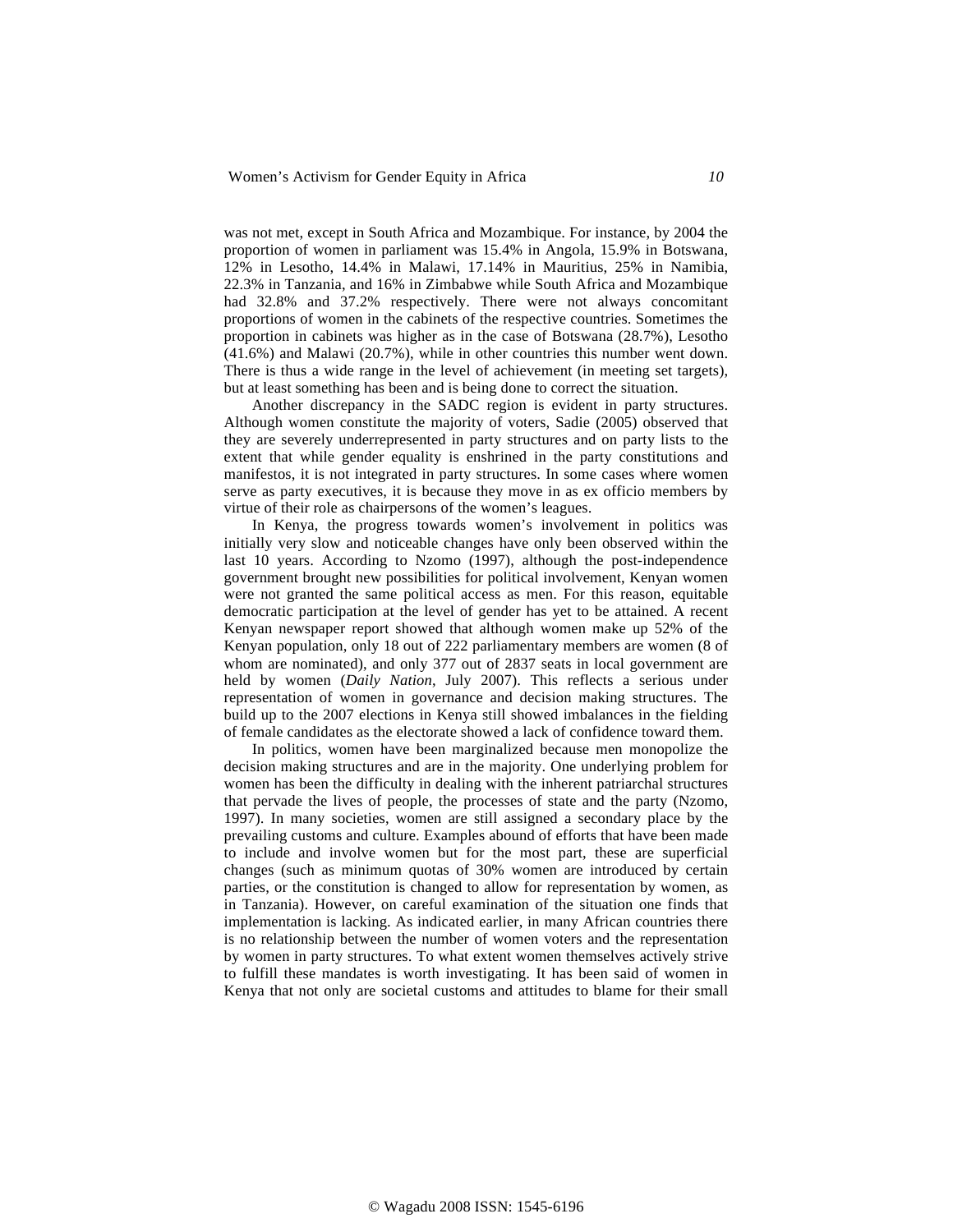was not met, except in South Africa and Mozambique. For instance, by 2004 the proportion of women in parliament was 15.4% in Angola, 15.9% in Botswana, 12% in Lesotho, 14.4% in Malawi, 17.14% in Mauritius, 25% in Namibia, 22.3% in Tanzania, and 16% in Zimbabwe while South Africa and Mozambique had 32.8% and 37.2% respectively. There were not always concomitant proportions of women in the cabinets of the respective countries. Sometimes the proportion in cabinets was higher as in the case of Botswana (28.7%), Lesotho (41.6%) and Malawi (20.7%), while in other countries this number went down. There is thus a wide range in the level of achievement (in meeting set targets), but at least something has been and is being done to correct the situation.

Another discrepancy in the SADC region is evident in party structures. Although women constitute the majority of voters, Sadie (2005) observed that they are severely underrepresented in party structures and on party lists to the extent that while gender equality is enshrined in the party constitutions and manifestos, it is not integrated in party structures. In some cases where women serve as party executives, it is because they move in as ex officio members by virtue of their role as chairpersons of the women's leagues.

In Kenya, the progress towards women's involvement in politics was initially very slow and noticeable changes have only been observed within the last 10 years. According to Nzomo (1997), although the post-independence government brought new possibilities for political involvement, Kenyan women were not granted the same political access as men. For this reason, equitable democratic participation at the level of gender has yet to be attained. A recent Kenyan newspaper report showed that although women make up 52% of the Kenyan population, only 18 out of 222 parliamentary members are women (8 of whom are nominated), and only 377 out of 2837 seats in local government are held by women (*Daily Nation*, July 2007). This reflects a serious under representation of women in governance and decision making structures. The build up to the 2007 elections in Kenya still showed imbalances in the fielding of female candidates as the electorate showed a lack of confidence toward them.

In politics, women have been marginalized because men monopolize the decision making structures and are in the majority. One underlying problem for women has been the difficulty in dealing with the inherent patriarchal structures that pervade the lives of people, the processes of state and the party (Nzomo, 1997). In many societies, women are still assigned a secondary place by the prevailing customs and culture. Examples abound of efforts that have been made to include and involve women but for the most part, these are superficial changes (such as minimum quotas of 30% women are introduced by certain parties, or the constitution is changed to allow for representation by women, as in Tanzania). However, on careful examination of the situation one finds that implementation is lacking. As indicated earlier, in many African countries there is no relationship between the number of women voters and the representation by women in party structures. To what extent women themselves actively strive to fulfill these mandates is worth investigating. It has been said of women in Kenya that not only are societal customs and attitudes to blame for their small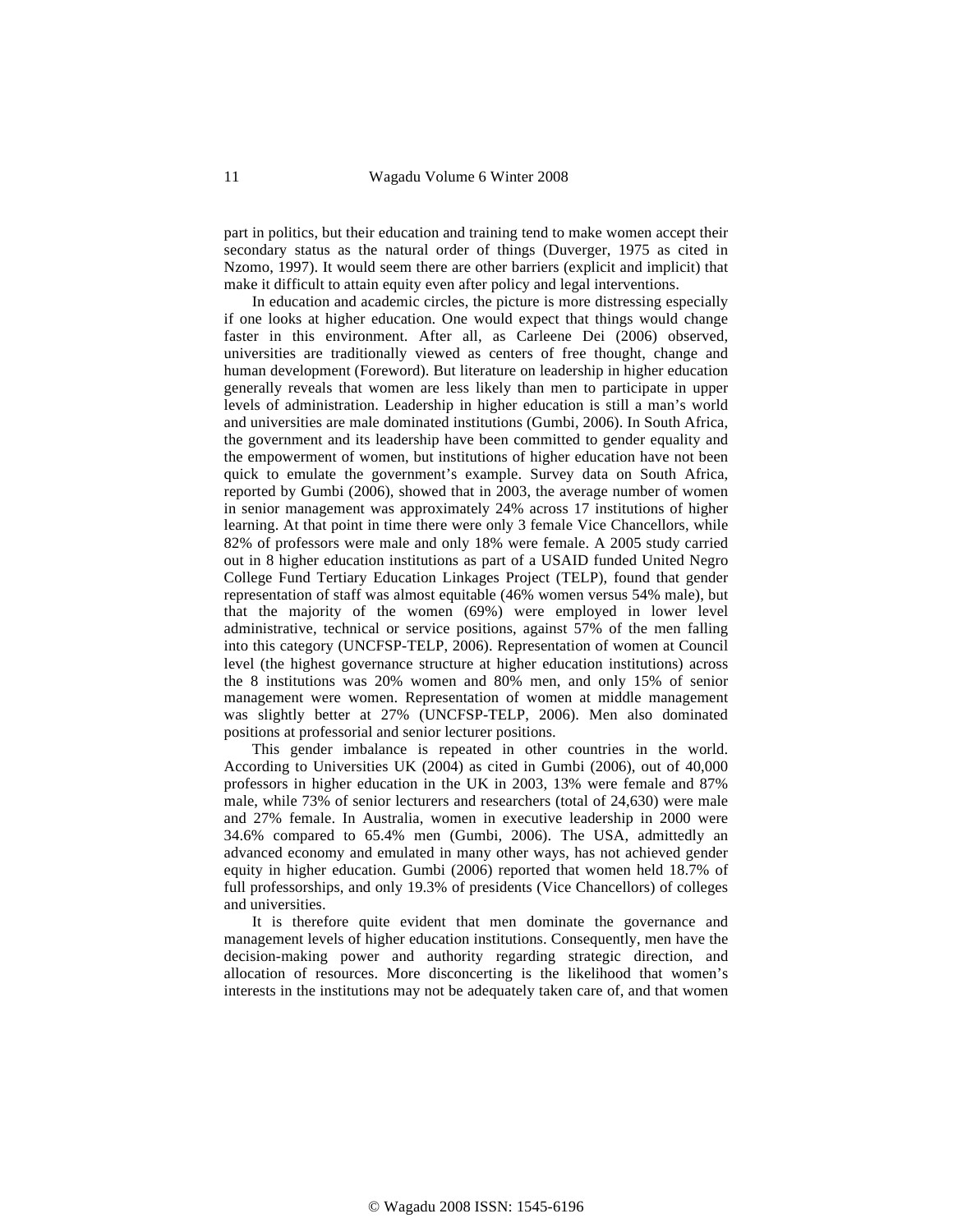part in politics, but their education and training tend to make women accept their secondary status as the natural order of things (Duverger, 1975 as cited in Nzomo, 1997). It would seem there are other barriers (explicit and implicit) that make it difficult to attain equity even after policy and legal interventions.

In education and academic circles, the picture is more distressing especially if one looks at higher education. One would expect that things would change faster in this environment. After all, as Carleene Dei (2006) observed, universities are traditionally viewed as centers of free thought, change and human development (Foreword). But literature on leadership in higher education generally reveals that women are less likely than men to participate in upper levels of administration. Leadership in higher education is still a man's world and universities are male dominated institutions (Gumbi, 2006). In South Africa, the government and its leadership have been committed to gender equality and the empowerment of women, but institutions of higher education have not been quick to emulate the government's example. Survey data on South Africa, reported by Gumbi (2006), showed that in 2003, the average number of women in senior management was approximately 24% across 17 institutions of higher learning. At that point in time there were only 3 female Vice Chancellors, while 82% of professors were male and only 18% were female. A 2005 study carried out in 8 higher education institutions as part of a USAID funded United Negro College Fund Tertiary Education Linkages Project (TELP), found that gender representation of staff was almost equitable (46% women versus 54% male), but that the majority of the women (69%) were employed in lower level administrative, technical or service positions, against 57% of the men falling into this category (UNCFSP-TELP, 2006). Representation of women at Council level (the highest governance structure at higher education institutions) across the 8 institutions was 20% women and 80% men, and only 15% of senior management were women. Representation of women at middle management was slightly better at 27% (UNCFSP-TELP, 2006). Men also dominated positions at professorial and senior lecturer positions.

This gender imbalance is repeated in other countries in the world. According to Universities UK (2004) as cited in Gumbi (2006), out of 40,000 professors in higher education in the UK in 2003, 13% were female and 87% male, while 73% of senior lecturers and researchers (total of 24,630) were male and 27% female. In Australia, women in executive leadership in 2000 were 34.6% compared to 65.4% men (Gumbi, 2006). The USA, admittedly an advanced economy and emulated in many other ways, has not achieved gender equity in higher education. Gumbi (2006) reported that women held 18.7% of full professorships, and only 19.3% of presidents (Vice Chancellors) of colleges and universities.

It is therefore quite evident that men dominate the governance and management levels of higher education institutions. Consequently, men have the decision-making power and authority regarding strategic direction, and allocation of resources. More disconcerting is the likelihood that women's interests in the institutions may not be adequately taken care of, and that women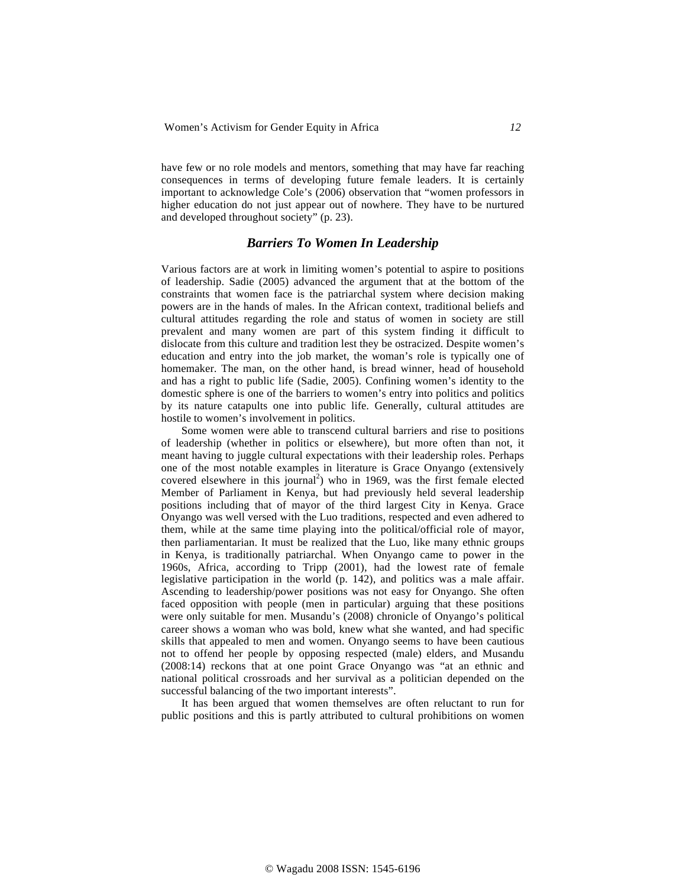have few or no role models and mentors, something that may have far reaching consequences in terms of developing future female leaders. It is certainly important to acknowledge Cole's (2006) observation that "women professors in higher education do not just appear out of nowhere. They have to be nurtured and developed throughout society" (p. 23).

## *Barriers To Women In Leadership*

Various factors are at work in limiting women's potential to aspire to positions of leadership. Sadie (2005) advanced the argument that at the bottom of the constraints that women face is the patriarchal system where decision making powers are in the hands of males. In the African context, traditional beliefs and cultural attitudes regarding the role and status of women in society are still prevalent and many women are part of this system finding it difficult to dislocate from this culture and tradition lest they be ostracized. Despite women's education and entry into the job market, the woman's role is typically one of homemaker. The man, on the other hand, is bread winner, head of household and has a right to public life (Sadie, 2005). Confining women's identity to the domestic sphere is one of the barriers to women's entry into politics and politics by its nature catapults one into public life. Generally, cultural attitudes are hostile to women's involvement in politics.

Some women were able to transcend cultural barriers and rise to positions of leadership (whether in politics or elsewhere), but more often than not, it meant having to juggle cultural expectations with their leadership roles. Perhaps one of the most notable examples in literature is Grace Onyango (extensively covered elsewhere in this journal[2]) who in 1969, was the first female elected Member of Parliament in Kenya, but had previously held several leadership positions including that of mayor of the third largest City in Kenya. Grace Onyango was well versed with the Luo traditions, respected and even adhered to them, while at the same time playing into the political/official role of mayor, then parliamentarian. It must be realized that the Luo, like many ethnic groups in Kenya, is traditionally patriarchal. When Onyango came to power in the 1960s, Africa, according to Tripp (2001), had the lowest rate of female legislative participation in the world (p. 142), and politics was a male affair. Ascending to leadership/power positions was not easy for Onyango. She often faced opposition with people (men in particular) arguing that these positions were only suitable for men. Musandu's (2008) chronicle of Onyango's political career shows a woman who was bold, knew what she wanted, and had specific skills that appealed to men and women. Onyango seems to have been cautious not to offend her people by opposing respected (male) elders, and Musandu (2008:14) reckons that at one point Grace Onyango was "at an ethnic and national political crossroads and her survival as a politician depended on the successful balancing of the two important interests".

It has been argued that women themselves are often reluctant to run for public positions and this is partly attributed to cultural prohibitions on women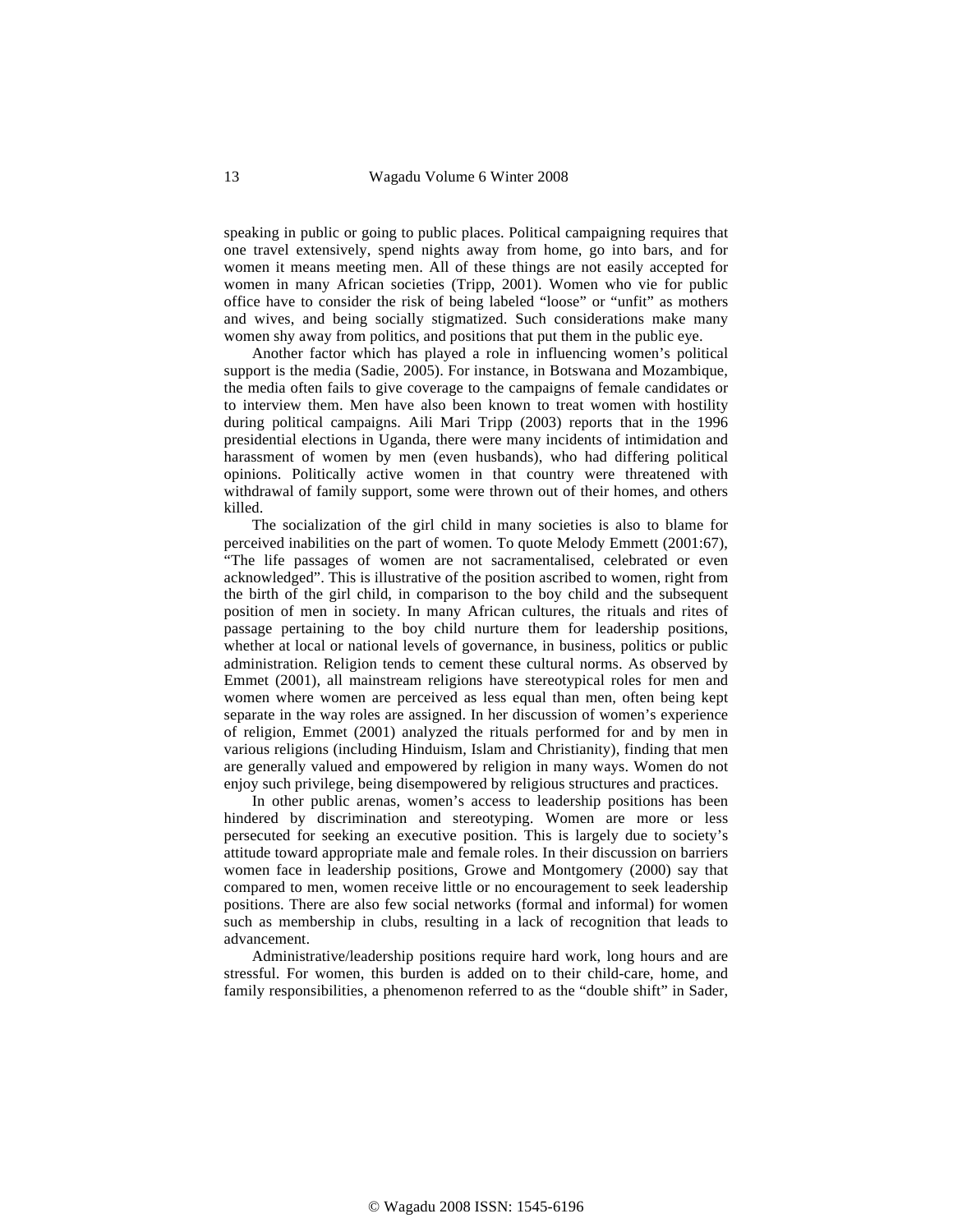speaking in public or going to public places. Political campaigning requires that one travel extensively, spend nights away from home, go into bars, and for women it means meeting men. All of these things are not easily accepted for women in many African societies (Tripp, 2001). Women who vie for public office have to consider the risk of being labeled "loose" or "unfit" as mothers and wives, and being socially stigmatized. Such considerations make many women shy away from politics, and positions that put them in the public eye.

Another factor which has played a role in influencing women's political support is the media (Sadie, 2005). For instance, in Botswana and Mozambique, the media often fails to give coverage to the campaigns of female candidates or to interview them. Men have also been known to treat women with hostility during political campaigns. Aili Mari Tripp (2003) reports that in the 1996 presidential elections in Uganda, there were many incidents of intimidation and harassment of women by men (even husbands), who had differing political opinions. Politically active women in that country were threatened with withdrawal of family support, some were thrown out of their homes, and others killed.

The socialization of the girl child in many societies is also to blame for perceived inabilities on the part of women. To quote Melody Emmett (2001:67), "The life passages of women are not sacramentalised, celebrated or even acknowledged". This is illustrative of the position ascribed to women, right from the birth of the girl child, in comparison to the boy child and the subsequent position of men in society. In many African cultures, the rituals and rites of passage pertaining to the boy child nurture them for leadership positions, whether at local or national levels of governance, in business, politics or public administration. Religion tends to cement these cultural norms. As observed by Emmet (2001), all mainstream religions have stereotypical roles for men and women where women are perceived as less equal than men, often being kept separate in the way roles are assigned. In her discussion of women's experience of religion, Emmet (2001) analyzed the rituals performed for and by men in various religions (including Hinduism, Islam and Christianity), finding that men are generally valued and empowered by religion in many ways. Women do not enjoy such privilege, being disempowered by religious structures and practices.

In other public arenas, women's access to leadership positions has been hindered by discrimination and stereotyping. Women are more or less persecuted for seeking an executive position. This is largely due to society's attitude toward appropriate male and female roles. In their discussion on barriers women face in leadership positions, Growe and Montgomery (2000) say that compared to men, women receive little or no encouragement to seek leadership positions. There are also few social networks (formal and informal) for women such as membership in clubs, resulting in a lack of recognition that leads to advancement.

Administrative/leadership positions require hard work, long hours and are stressful. For women, this burden is added on to their child-care, home, and family responsibilities, a phenomenon referred to as the "double shift" in Sader,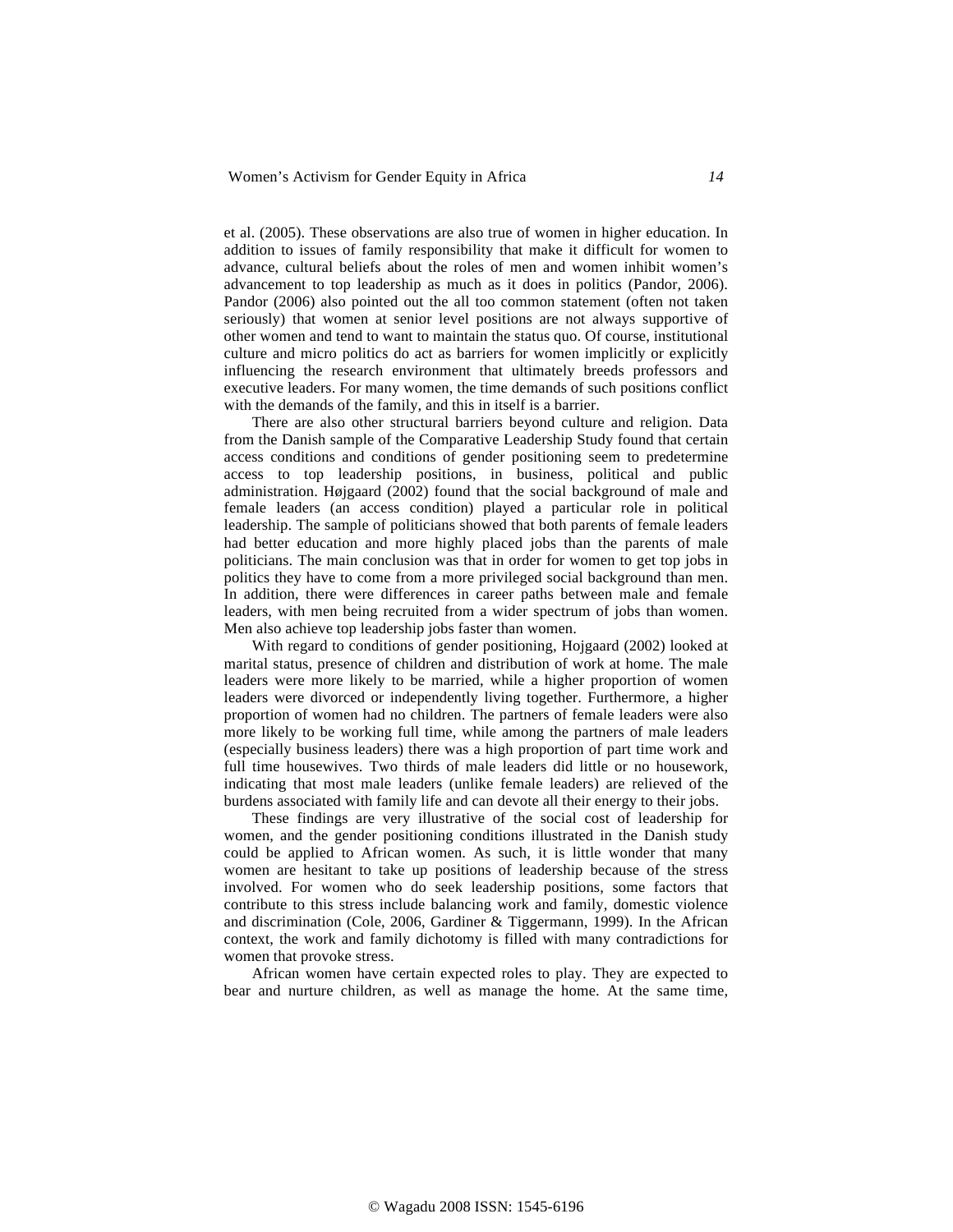et al. (2005). These observations are also true of women in higher education. In addition to issues of family responsibility that make it difficult for women to advance, cultural beliefs about the roles of men and women inhibit women's advancement to top leadership as much as it does in politics (Pandor, 2006). Pandor (2006) also pointed out the all too common statement (often not taken seriously) that women at senior level positions are not always supportive of other women and tend to want to maintain the status quo. Of course, institutional culture and micro politics do act as barriers for women implicitly or explicitly influencing the research environment that ultimately breeds professors and executive leaders. For many women, the time demands of such positions conflict with the demands of the family, and this in itself is a barrier.

There are also other structural barriers beyond culture and religion. Data from the Danish sample of the Comparative Leadership Study found that certain access conditions and conditions of gender positioning seem to predetermine access to top leadership positions, in business, political and public administration. Højgaard (2002) found that the social background of male and female leaders (an access condition) played a particular role in political leadership. The sample of politicians showed that both parents of female leaders had better education and more highly placed jobs than the parents of male politicians. The main conclusion was that in order for women to get top jobs in politics they have to come from a more privileged social background than men. In addition, there were differences in career paths between male and female leaders, with men being recruited from a wider spectrum of jobs than women. Men also achieve top leadership jobs faster than women.

With regard to conditions of gender positioning, Hojgaard (2002) looked at marital status, presence of children and distribution of work at home. The male leaders were more likely to be married, while a higher proportion of women leaders were divorced or independently living together. Furthermore, a higher proportion of women had no children. The partners of female leaders were also more likely to be working full time, while among the partners of male leaders (especially business leaders) there was a high proportion of part time work and full time housewives. Two thirds of male leaders did little or no housework, indicating that most male leaders (unlike female leaders) are relieved of the burdens associated with family life and can devote all their energy to their jobs.

These findings are very illustrative of the social cost of leadership for women, and the gender positioning conditions illustrated in the Danish study could be applied to African women. As such, it is little wonder that many women are hesitant to take up positions of leadership because of the stress involved. For women who do seek leadership positions, some factors that contribute to this stress include balancing work and family, domestic violence and discrimination (Cole, 2006, Gardiner & Tiggermann, 1999). In the African context, the work and family dichotomy is filled with many contradictions for women that provoke stress.

African women have certain expected roles to play. They are expected to bear and nurture children, as well as manage the home. At the same time,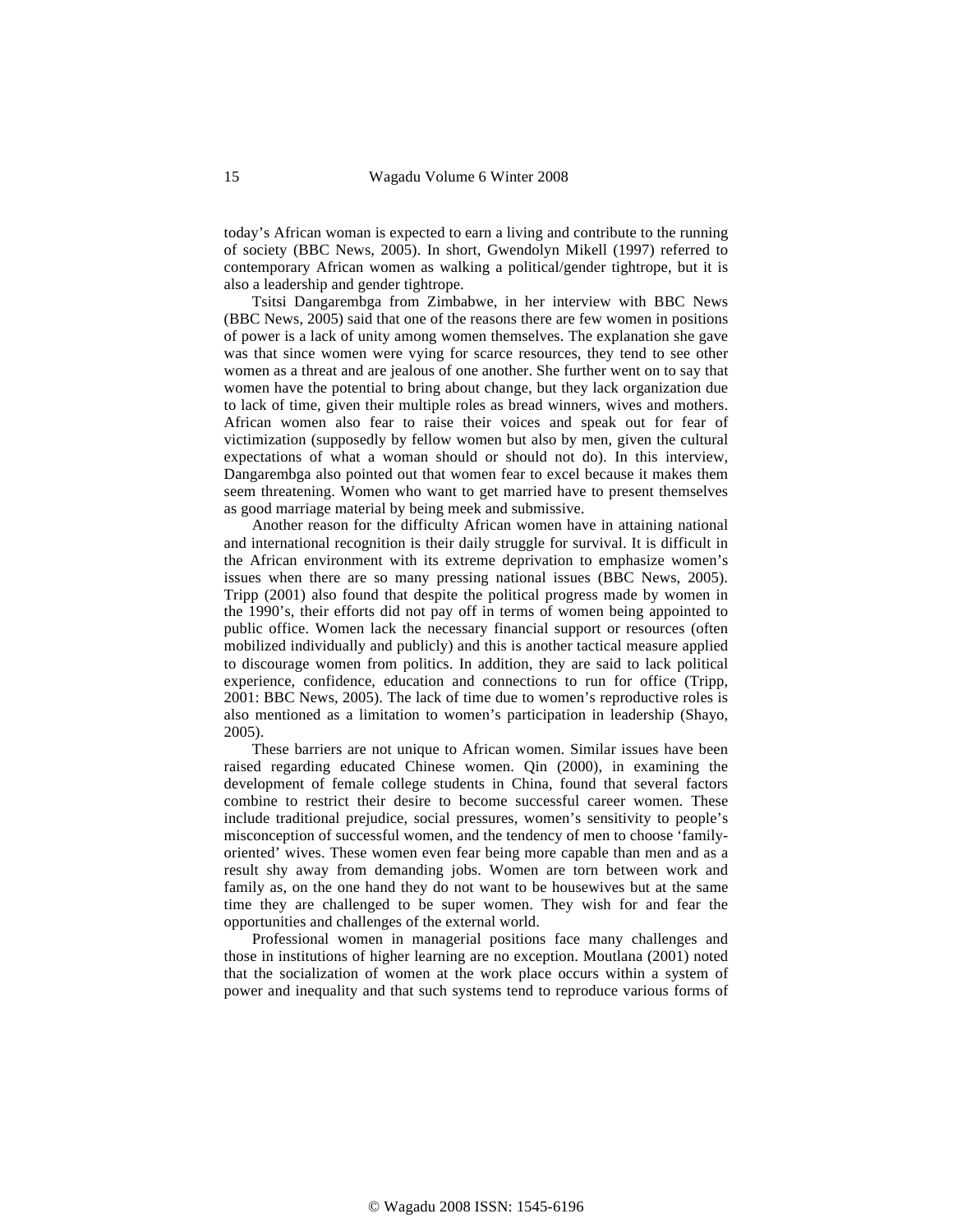today's African woman is expected to earn a living and contribute to the running of society (BBC News, 2005). In short, Gwendolyn Mikell (1997) referred to contemporary African women as walking a political/gender tightrope, but it is also a leadership and gender tightrope.

Tsitsi Dangarembga from Zimbabwe, in her interview with BBC News (BBC News, 2005) said that one of the reasons there are few women in positions of power is a lack of unity among women themselves. The explanation she gave was that since women were vying for scarce resources, they tend to see other women as a threat and are jealous of one another. She further went on to say that women have the potential to bring about change, but they lack organization due to lack of time, given their multiple roles as bread winners, wives and mothers. African women also fear to raise their voices and speak out for fear of victimization (supposedly by fellow women but also by men, given the cultural expectations of what a woman should or should not do). In this interview, Dangarembga also pointed out that women fear to excel because it makes them seem threatening. Women who want to get married have to present themselves as good marriage material by being meek and submissive.

Another reason for the difficulty African women have in attaining national and international recognition is their daily struggle for survival. It is difficult in the African environment with its extreme deprivation to emphasize women's issues when there are so many pressing national issues (BBC News, 2005). Tripp (2001) also found that despite the political progress made by women in the 1990's, their efforts did not pay off in terms of women being appointed to public office. Women lack the necessary financial support or resources (often mobilized individually and publicly) and this is another tactical measure applied to discourage women from politics. In addition, they are said to lack political experience, confidence, education and connections to run for office (Tripp, 2001: BBC News, 2005). The lack of time due to women's reproductive roles is also mentioned as a limitation to women's participation in leadership (Shayo, 2005).

These barriers are not unique to African women. Similar issues have been raised regarding educated Chinese women. Qin (2000), in examining the development of female college students in China, found that several factors combine to restrict their desire to become successful career women. These include traditional prejudice, social pressures, women's sensitivity to people's misconception of successful women, and the tendency of men to choose 'family-oriented' wives. These women even fear being more capable than men and as a result shy away from demanding jobs. Women are torn between work and family as, on the one hand they do not want to be housewives but at the same time they are challenged to be super women. They wish for and fear the opportunities and challenges of the external world.

Professional women in managerial positions face many challenges and those in institutions of higher learning are no exception. Moutlana (2001) noted that the socialization of women at the work place occurs within a system of power and inequality and that such systems tend to reproduce various forms of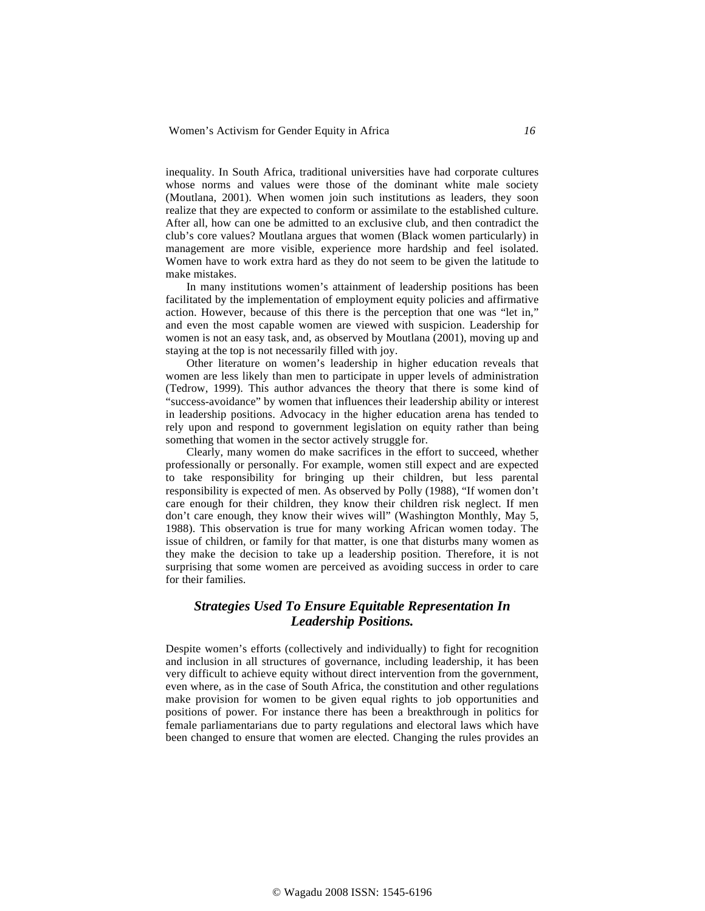inequality. In South Africa, traditional universities have had corporate cultures whose norms and values were those of the dominant white male society (Moutlana, 2001). When women join such institutions as leaders, they soon realize that they are expected to conform or assimilate to the established culture. After all, how can one be admitted to an exclusive club, and then contradict the club's core values? Moutlana argues that women (Black women particularly) in management are more visible, experience more hardship and feel isolated. Women have to work extra hard as they do not seem to be given the latitude to make mistakes.

In many institutions women's attainment of leadership positions has been facilitated by the implementation of employment equity policies and affirmative action. However, because of this there is the perception that one was "let in," and even the most capable women are viewed with suspicion. Leadership for women is not an easy task, and, as observed by Moutlana (2001), moving up and staying at the top is not necessarily filled with joy.

Other literature on women's leadership in higher education reveals that women are less likely than men to participate in upper levels of administration (Tedrow, 1999). This author advances the theory that there is some kind of "success-avoidance" by women that influences their leadership ability or interest in leadership positions. Advocacy in the higher education arena has tended to rely upon and respond to government legislation on equity rather than being something that women in the sector actively struggle for.

Clearly, many women do make sacrifices in the effort to succeed, whether professionally or personally. For example, women still expect and are expected to take responsibility for bringing up their children, but less parental responsibility is expected of men. As observed by Polly (1988), "If women don't care enough for their children, they know their children risk neglect. If men don't care enough, they know their wives will" (Washington Monthly, May 5, 1988). This observation is true for many working African women today. The issue of children, or family for that matter, is one that disturbs many women as they make the decision to take up a leadership position. Therefore, it is not surprising that some women are perceived as avoiding success in order to care for their families.

## *Strategies Used To Ensure Equitable Representation In Leadership Positions.*

Despite women's efforts (collectively and individually) to fight for recognition and inclusion in all structures of governance, including leadership, it has been very difficult to achieve equity without direct intervention from the government, even where, as in the case of South Africa, the constitution and other regulations make provision for women to be given equal rights to job opportunities and positions of power. For instance there has been a breakthrough in politics for female parliamentarians due to party regulations and electoral laws which have been changed to ensure that women are elected. Changing the rules provides an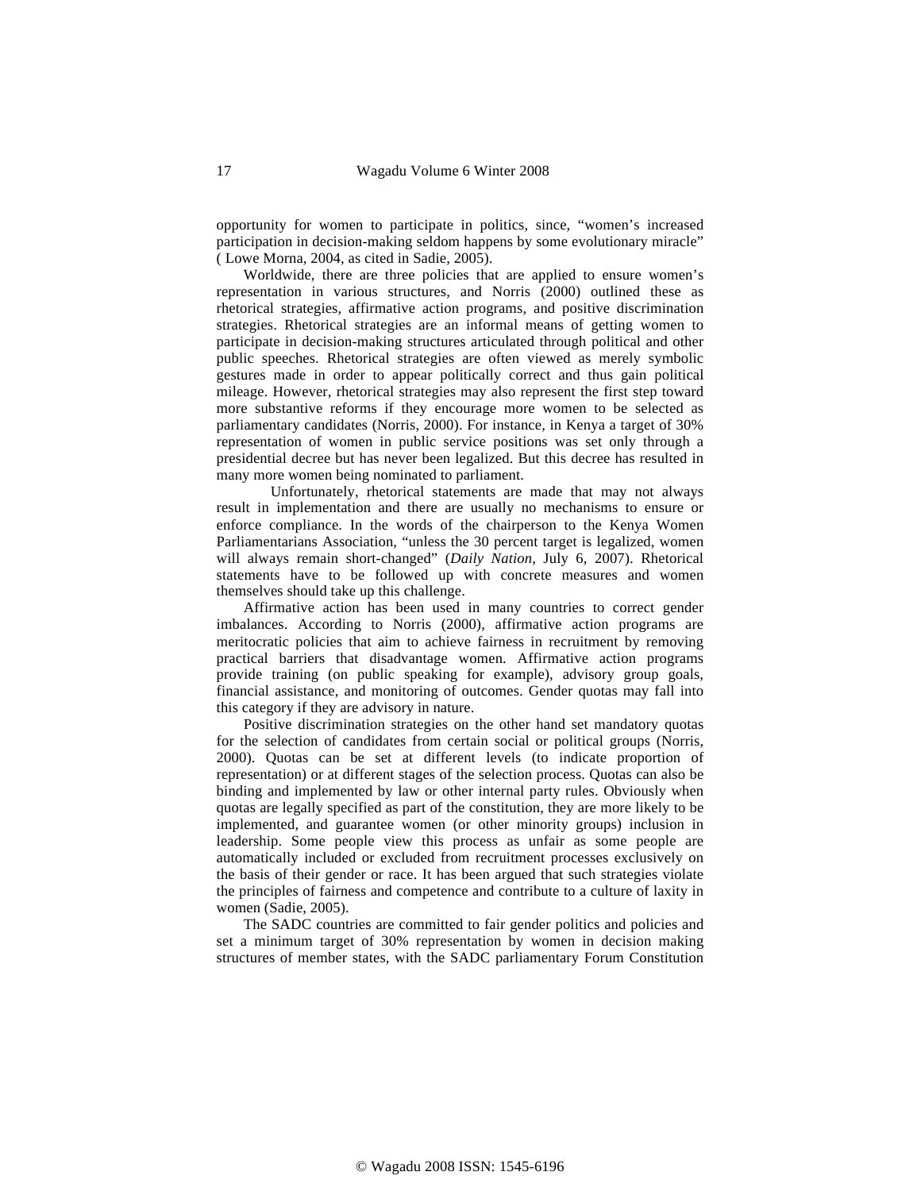opportunity for women to participate in politics, since, "women's increased participation in decision-making seldom happens by some evolutionary miracle" ( Lowe Morna, 2004, as cited in Sadie, 2005).

Worldwide, there are three policies that are applied to ensure women's representation in various structures, and Norris (2000) outlined these as rhetorical strategies, affirmative action programs, and positive discrimination strategies. Rhetorical strategies are an informal means of getting women to participate in decision-making structures articulated through political and other public speeches. Rhetorical strategies are often viewed as merely symbolic gestures made in order to appear politically correct and thus gain political mileage. However, rhetorical strategies may also represent the first step toward more substantive reforms if they encourage more women to be selected as parliamentary candidates (Norris, 2000). For instance, in Kenya a target of 30% representation of women in public service positions was set only through a presidential decree but has never been legalized. But this decree has resulted in many more women being nominated to parliament.

Unfortunately, rhetorical statements are made that may not always result in implementation and there are usually no mechanisms to ensure or enforce compliance. In the words of the chairperson to the Kenya Women Parliamentarians Association, "unless the 30 percent target is legalized, women will always remain short-changed" (*Daily Nation*, July 6, 2007). Rhetorical statements have to be followed up with concrete measures and women themselves should take up this challenge.

Affirmative action has been used in many countries to correct gender imbalances. According to Norris (2000), affirmative action programs are meritocratic policies that aim to achieve fairness in recruitment by removing practical barriers that disadvantage women. Affirmative action programs provide training (on public speaking for example), advisory group goals, financial assistance, and monitoring of outcomes. Gender quotas may fall into this category if they are advisory in nature.

Positive discrimination strategies on the other hand set mandatory quotas for the selection of candidates from certain social or political groups (Norris, 2000). Quotas can be set at different levels (to indicate proportion of representation) or at different stages of the selection process. Quotas can also be binding and implemented by law or other internal party rules. Obviously when quotas are legally specified as part of the constitution, they are more likely to be implemented, and guarantee women (or other minority groups) inclusion in leadership. Some people view this process as unfair as some people are automatically included or excluded from recruitment processes exclusively on the basis of their gender or race. It has been argued that such strategies violate the principles of fairness and competence and contribute to a culture of laxity in women (Sadie, 2005).

The SADC countries are committed to fair gender politics and policies and set a minimum target of 30% representation by women in decision making structures of member states, with the SADC parliamentary Forum Constitution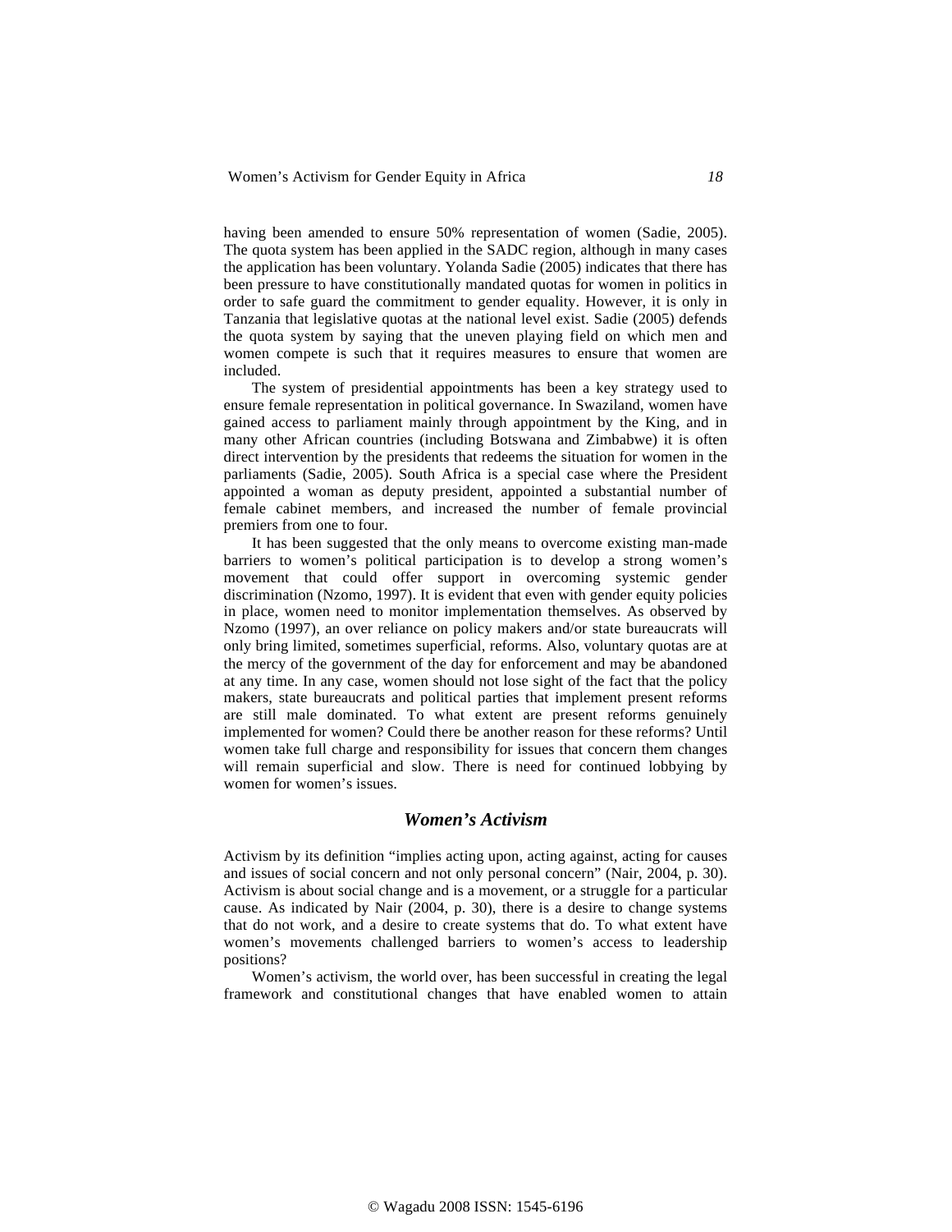having been amended to ensure 50% representation of women (Sadie, 2005). The quota system has been applied in the SADC region, although in many cases the application has been voluntary. Yolanda Sadie (2005) indicates that there has been pressure to have constitutionally mandated quotas for women in politics in order to safe guard the commitment to gender equality. However, it is only in Tanzania that legislative quotas at the national level exist. Sadie (2005) defends the quota system by saying that the uneven playing field on which men and women compete is such that it requires measures to ensure that women are included.

The system of presidential appointments has been a key strategy used to ensure female representation in political governance. In Swaziland, women have gained access to parliament mainly through appointment by the King, and in many other African countries (including Botswana and Zimbabwe) it is often direct intervention by the presidents that redeems the situation for women in the parliaments (Sadie, 2005). South Africa is a special case where the President appointed a woman as deputy president, appointed a substantial number of female cabinet members, and increased the number of female provincial premiers from one to four.

It has been suggested that the only means to overcome existing man-made barriers to women's political participation is to develop a strong women's movement that could offer support in overcoming systemic gender discrimination (Nzomo, 1997). It is evident that even with gender equity policies in place, women need to monitor implementation themselves. As observed by Nzomo (1997), an over reliance on policy makers and/or state bureaucrats will only bring limited, sometimes superficial, reforms. Also, voluntary quotas are at the mercy of the government of the day for enforcement and may be abandoned at any time. In any case, women should not lose sight of the fact that the policy makers, state bureaucrats and political parties that implement present reforms are still male dominated. To what extent are present reforms genuinely implemented for women? Could there be another reason for these reforms? Until women take full charge and responsibility for issues that concern them changes will remain superficial and slow. There is need for continued lobbying by women for women's issues.

## *Women's Activism*

Activism by its definition "implies acting upon, acting against, acting for causes and issues of social concern and not only personal concern" (Nair, 2004, p. 30). Activism is about social change and is a movement, or a struggle for a particular cause. As indicated by Nair (2004, p. 30), there is a desire to change systems that do not work, and a desire to create systems that do. To what extent have women's movements challenged barriers to women's access to leadership positions?

Women's activism, the world over, has been successful in creating the legal framework and constitutional changes that have enabled women to attain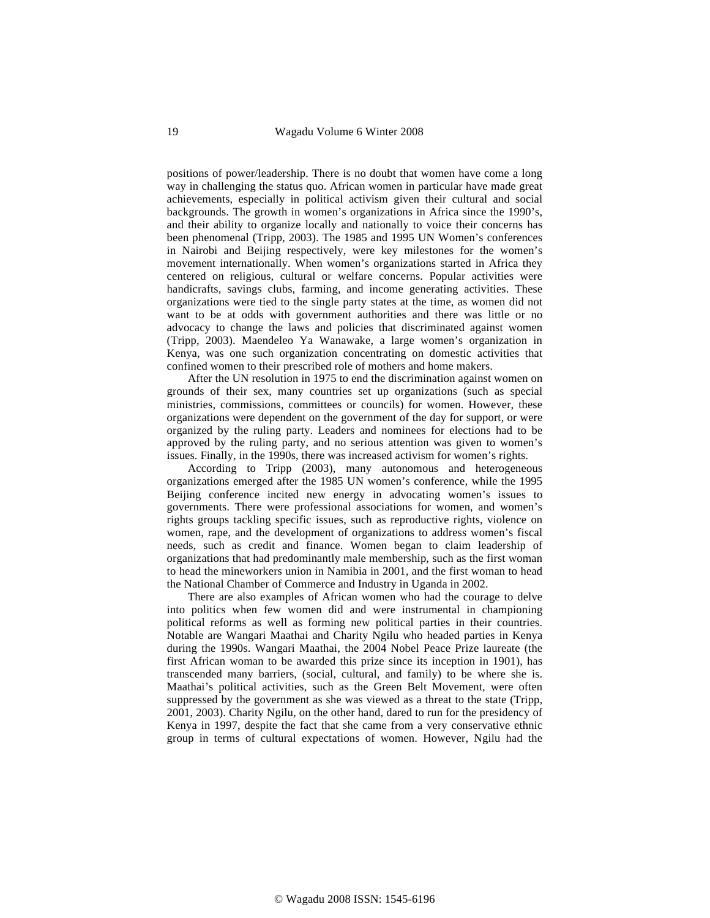positions of power/leadership. There is no doubt that women have come a long way in challenging the status quo. African women in particular have made great achievements, especially in political activism given their cultural and social backgrounds. The growth in women's organizations in Africa since the 1990's, and their ability to organize locally and nationally to voice their concerns has been phenomenal (Tripp, 2003). The 1985 and 1995 UN Women's conferences in Nairobi and Beijing respectively, were key milestones for the women's movement internationally. When women's organizations started in Africa they centered on religious, cultural or welfare concerns. Popular activities were handicrafts, savings clubs, farming, and income generating activities. These organizations were tied to the single party states at the time, as women did not want to be at odds with government authorities and there was little or no advocacy to change the laws and policies that discriminated against women (Tripp, 2003). Maendeleo Ya Wanawake, a large women's organization in Kenya, was one such organization concentrating on domestic activities that confined women to their prescribed role of mothers and home makers.

After the UN resolution in 1975 to end the discrimination against women on grounds of their sex, many countries set up organizations (such as special ministries, commissions, committees or councils) for women. However, these organizations were dependent on the government of the day for support, or were organized by the ruling party. Leaders and nominees for elections had to be approved by the ruling party, and no serious attention was given to women's issues. Finally, in the 1990s, there was increased activism for women's rights.

According to Tripp (2003), many autonomous and heterogeneous organizations emerged after the 1985 UN women's conference, while the 1995 Beijing conference incited new energy in advocating women's issues to governments. There were professional associations for women, and women's rights groups tackling specific issues, such as reproductive rights, violence on women, rape, and the development of organizations to address women's fiscal needs, such as credit and finance. Women began to claim leadership of organizations that had predominantly male membership, such as the first woman to head the mineworkers union in Namibia in 2001, and the first woman to head the National Chamber of Commerce and Industry in Uganda in 2002.

There are also examples of African women who had the courage to delve into politics when few women did and were instrumental in championing political reforms as well as forming new political parties in their countries. Notable are Wangari Maathai and Charity Ngilu who headed parties in Kenya during the 1990s. Wangari Maathai, the 2004 Nobel Peace Prize laureate (the first African woman to be awarded this prize since its inception in 1901), has transcended many barriers, (social, cultural, and family) to be where she is. Maathai's political activities, such as the Green Belt Movement, were often suppressed by the government as she was viewed as a threat to the state (Tripp, 2001, 2003). Charity Ngilu, on the other hand, dared to run for the presidency of Kenya in 1997, despite the fact that she came from a very conservative ethnic group in terms of cultural expectations of women. However, Ngilu had the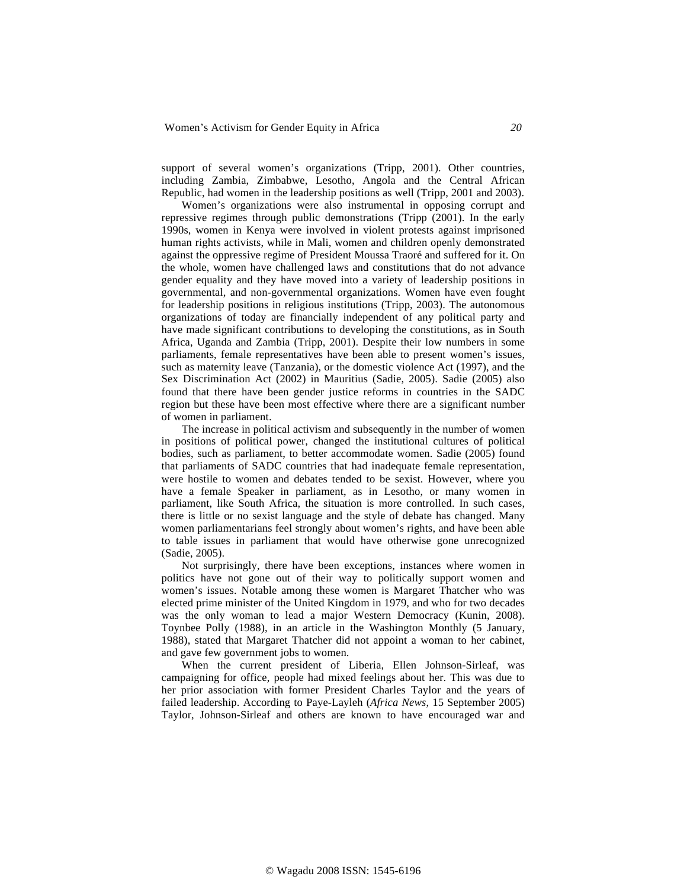support of several women's organizations (Tripp, 2001). Other countries, including Zambia, Zimbabwe, Lesotho, Angola and the Central African Republic, had women in the leadership positions as well (Tripp, 2001 and 2003).

Women's organizations were also instrumental in opposing corrupt and repressive regimes through public demonstrations (Tripp (2001). In the early 1990s, women in Kenya were involved in violent protests against imprisoned human rights activists, while in Mali, women and children openly demonstrated against the oppressive regime of President Moussa Traoré and suffered for it. On the whole, women have challenged laws and constitutions that do not advance gender equality and they have moved into a variety of leadership positions in governmental, and non-governmental organizations. Women have even fought for leadership positions in religious institutions (Tripp, 2003). The autonomous organizations of today are financially independent of any political party and have made significant contributions to developing the constitutions, as in South Africa, Uganda and Zambia (Tripp, 2001). Despite their low numbers in some parliaments, female representatives have been able to present women's issues, such as maternity leave (Tanzania), or the domestic violence Act (1997), and the Sex Discrimination Act (2002) in Mauritius (Sadie, 2005). Sadie (2005) also found that there have been gender justice reforms in countries in the SADC region but these have been most effective where there are a significant number of women in parliament.

The increase in political activism and subsequently in the number of women in positions of political power, changed the institutional cultures of political bodies, such as parliament, to better accommodate women. Sadie (2005) found that parliaments of SADC countries that had inadequate female representation, were hostile to women and debates tended to be sexist. However, where you have a female Speaker in parliament, as in Lesotho, or many women in parliament, like South Africa, the situation is more controlled. In such cases, there is little or no sexist language and the style of debate has changed. Many women parliamentarians feel strongly about women's rights, and have been able to table issues in parliament that would have otherwise gone unrecognized (Sadie, 2005).

Not surprisingly, there have been exceptions, instances where women in politics have not gone out of their way to politically support women and women's issues. Notable among these women is Margaret Thatcher who was elected prime minister of the United Kingdom in 1979, and who for two decades was the only woman to lead a major Western Democracy (Kunin, 2008). Toynbee Polly (1988), in an article in the Washington Monthly (5 January, 1988), stated that Margaret Thatcher did not appoint a woman to her cabinet, and gave few government jobs to women.

When the current president of Liberia, Ellen Johnson-Sirleaf, was campaigning for office, people had mixed feelings about her. This was due to her prior association with former President Charles Taylor and the years of failed leadership. According to Paye-Layleh (*Africa News*, 15 September 2005) Taylor, Johnson-Sirleaf and others are known to have encouraged war and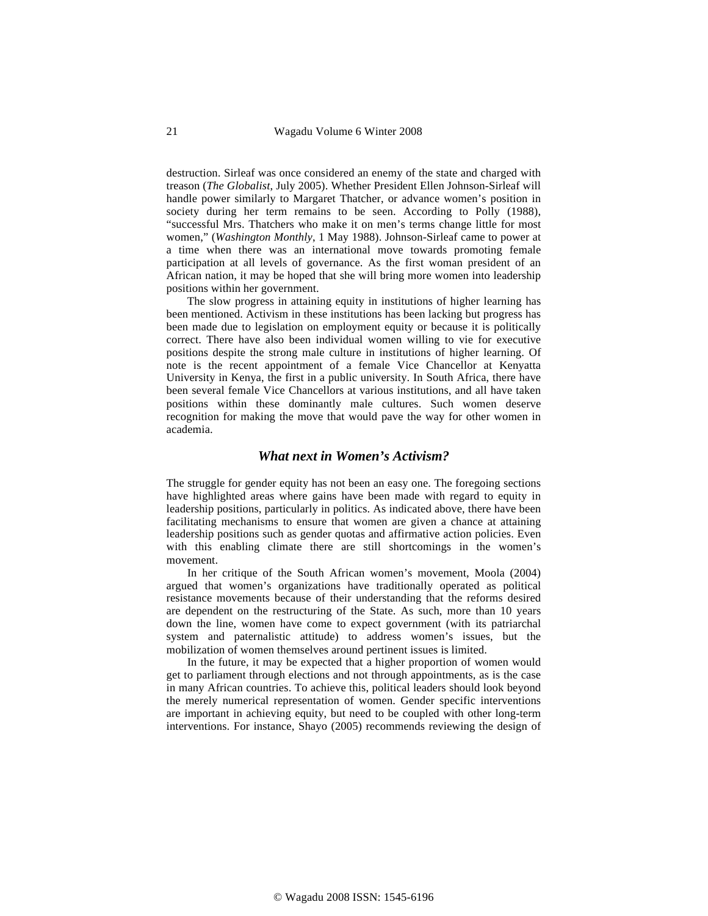destruction. Sirleaf was once considered an enemy of the state and charged with treason (*The Globalist*, July 2005). Whether President Ellen Johnson-Sirleaf will handle power similarly to Margaret Thatcher, or advance women's position in society during her term remains to be seen. According to Polly (1988), "successful Mrs. Thatchers who make it on men's terms change little for most women," (*Washington Monthly*, 1 May 1988). Johnson-Sirleaf came to power at a time when there was an international move towards promoting female participation at all levels of governance. As the first woman president of an African nation, it may be hoped that she will bring more women into leadership positions within her government.

The slow progress in attaining equity in institutions of higher learning has been mentioned. Activism in these institutions has been lacking but progress has been made due to legislation on employment equity or because it is politically correct. There have also been individual women willing to vie for executive positions despite the strong male culture in institutions of higher learning. Of note is the recent appointment of a female Vice Chancellor at Kenyatta University in Kenya, the first in a public university. In South Africa, there have been several female Vice Chancellors at various institutions, and all have taken positions within these dominantly male cultures. Such women deserve recognition for making the move that would pave the way for other women in academia.

## *What next in Women's Activism?*

The struggle for gender equity has not been an easy one. The foregoing sections have highlighted areas where gains have been made with regard to equity in leadership positions, particularly in politics. As indicated above, there have been facilitating mechanisms to ensure that women are given a chance at attaining leadership positions such as gender quotas and affirmative action policies. Even with this enabling climate there are still shortcomings in the women's movement.

In her critique of the South African women's movement, Moola (2004) argued that women's organizations have traditionally operated as political resistance movements because of their understanding that the reforms desired are dependent on the restructuring of the State. As such, more than 10 years down the line, women have come to expect government (with its patriarchal system and paternalistic attitude) to address women's issues, but the mobilization of women themselves around pertinent issues is limited.

In the future, it may be expected that a higher proportion of women would get to parliament through elections and not through appointments, as is the case in many African countries. To achieve this, political leaders should look beyond the merely numerical representation of women. Gender specific interventions are important in achieving equity, but need to be coupled with other long-term interventions. For instance, Shayo (2005) recommends reviewing the design of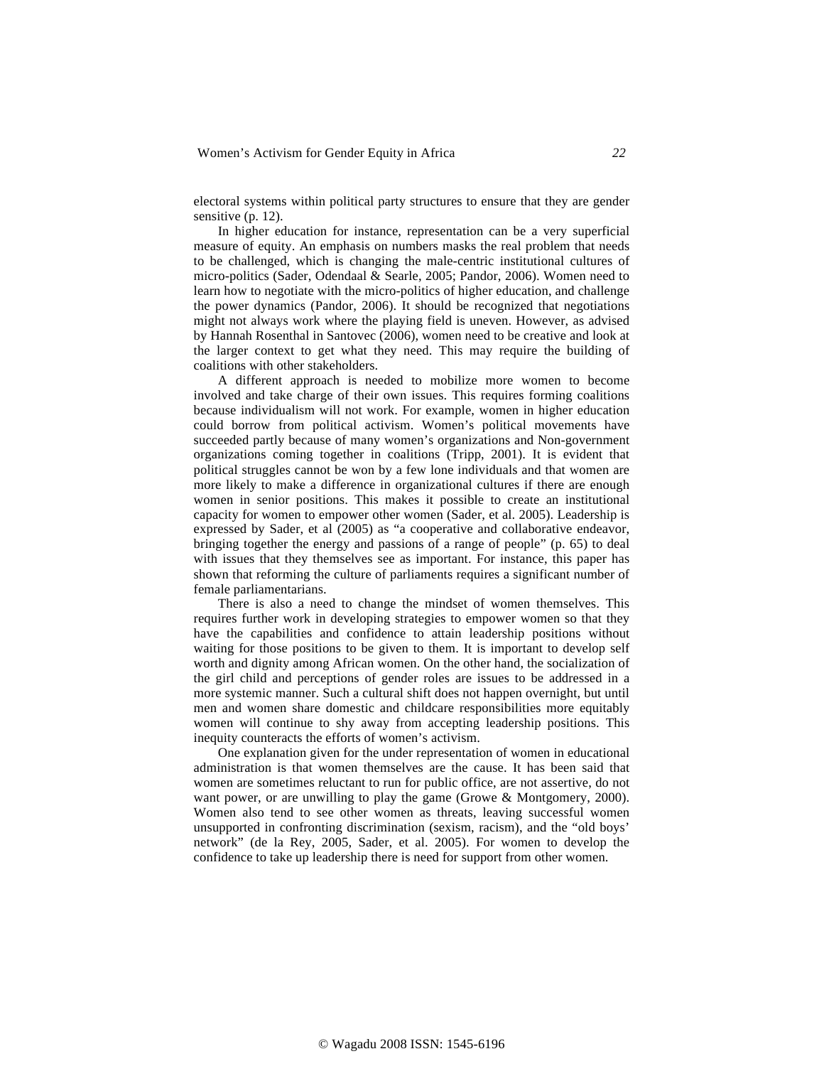electoral systems within political party structures to ensure that they are gender sensitive (p. 12).

In higher education for instance, representation can be a very superficial measure of equity. An emphasis on numbers masks the real problem that needs to be challenged, which is changing the male-centric institutional cultures of micro-politics (Sader, Odendaal & Searle, 2005; Pandor, 2006). Women need to learn how to negotiate with the micro-politics of higher education, and challenge the power dynamics (Pandor, 2006). It should be recognized that negotiations might not always work where the playing field is uneven. However, as advised by Hannah Rosenthal in Santovec (2006), women need to be creative and look at the larger context to get what they need. This may require the building of coalitions with other stakeholders.

A different approach is needed to mobilize more women to become involved and take charge of their own issues. This requires forming coalitions because individualism will not work. For example, women in higher education could borrow from political activism. Women's political movements have succeeded partly because of many women's organizations and Non-government organizations coming together in coalitions (Tripp, 2001). It is evident that political struggles cannot be won by a few lone individuals and that women are more likely to make a difference in organizational cultures if there are enough women in senior positions. This makes it possible to create an institutional capacity for women to empower other women (Sader, et al. 2005). Leadership is expressed by Sader, et al (2005) as "a cooperative and collaborative endeavor, bringing together the energy and passions of a range of people" (p. 65) to deal with issues that they themselves see as important. For instance, this paper has shown that reforming the culture of parliaments requires a significant number of female parliamentarians.

There is also a need to change the mindset of women themselves. This requires further work in developing strategies to empower women so that they have the capabilities and confidence to attain leadership positions without waiting for those positions to be given to them. It is important to develop self worth and dignity among African women. On the other hand, the socialization of the girl child and perceptions of gender roles are issues to be addressed in a more systemic manner. Such a cultural shift does not happen overnight, but until men and women share domestic and childcare responsibilities more equitably women will continue to shy away from accepting leadership positions. This inequity counteracts the efforts of women's activism.

One explanation given for the under representation of women in educational administration is that women themselves are the cause. It has been said that women are sometimes reluctant to run for public office, are not assertive, do not want power, or are unwilling to play the game (Growe & Montgomery, 2000). Women also tend to see other women as threats, leaving successful women unsupported in confronting discrimination (sexism, racism), and the "old boys' network" (de la Rey, 2005, Sader, et al. 2005). For women to develop the confidence to take up leadership there is need for support from other women.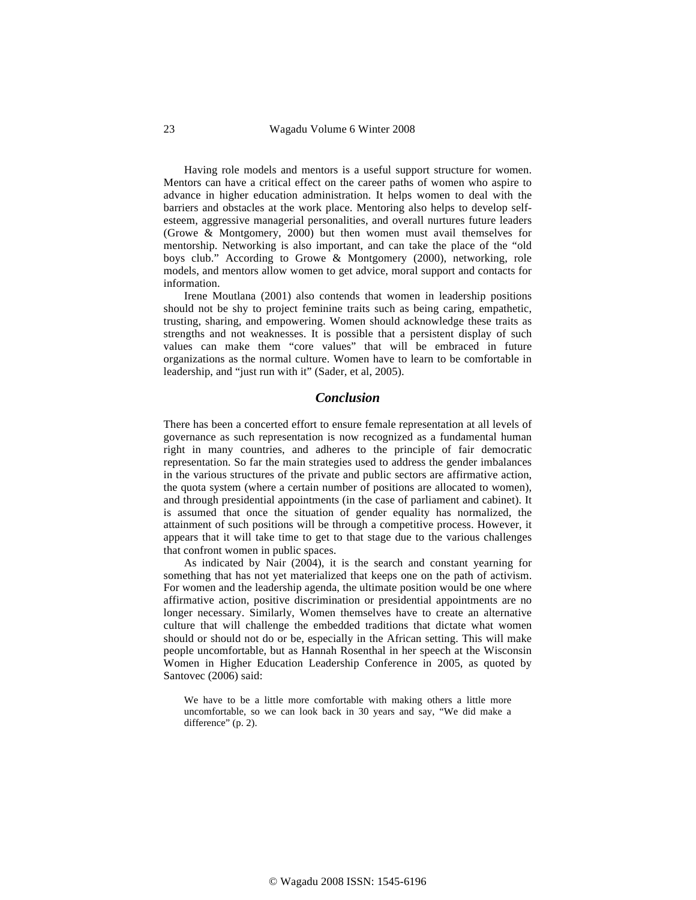Having role models and mentors is a useful support structure for women. Mentors can have a critical effect on the career paths of women who aspire to advance in higher education administration. It helps women to deal with the barriers and obstacles at the work place. Mentoring also helps to develop self-esteem, aggressive managerial personalities, and overall nurtures future leaders (Growe & Montgomery, 2000) but then women must avail themselves for mentorship. Networking is also important, and can take the place of the "old boys club." According to Growe & Montgomery (2000), networking, role models, and mentors allow women to get advice, moral support and contacts for information.

Irene Moutlana (2001) also contends that women in leadership positions should not be shy to project feminine traits such as being caring, empathetic, trusting, sharing, and empowering. Women should acknowledge these traits as strengths and not weaknesses. It is possible that a persistent display of such values can make them "core values" that will be embraced in future organizations as the normal culture. Women have to learn to be comfortable in leadership, and "just run with it" (Sader, et al, 2005).

## *Conclusion*

There has been a concerted effort to ensure female representation at all levels of governance as such representation is now recognized as a fundamental human right in many countries, and adheres to the principle of fair democratic representation. So far the main strategies used to address the gender imbalances in the various structures of the private and public sectors are affirmative action, the quota system (where a certain number of positions are allocated to women), and through presidential appointments (in the case of parliament and cabinet). It is assumed that once the situation of gender equality has normalized, the attainment of such positions will be through a competitive process. However, it appears that it will take time to get to that stage due to the various challenges that confront women in public spaces.

As indicated by Nair (2004), it is the search and constant yearning for something that has not yet materialized that keeps one on the path of activism. For women and the leadership agenda, the ultimate position would be one where affirmative action, positive discrimination or presidential appointments are no longer necessary. Similarly, Women themselves have to create an alternative culture that will challenge the embedded traditions that dictate what women should or should not do or be, especially in the African setting. This will make people uncomfortable, but as Hannah Rosenthal in her speech at the Wisconsin Women in Higher Education Leadership Conference in 2005, as quoted by Santovec (2006) said:

> We have to be a little more comfortable with making others a little more uncomfortable, so we can look back in 30 years and say, "We did make a difference" (p. 2).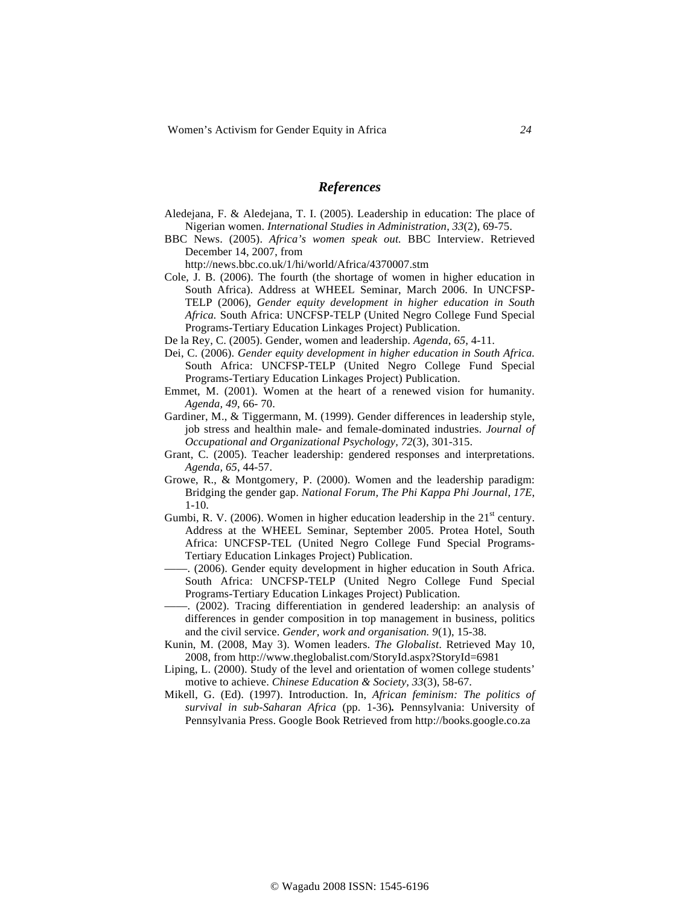## *References*

Aledejana, F. & Aledejana, T. I. (2005). Leadership in education: The place of Nigerian women. *International Studies in Administration, 33*(2), 69-75.

BBC News. (2005). *Africa's women speak out.* BBC Interview. Retrieved December 14, 2007, from http://news.bbc.co.uk/1/hi/world/Africa/4370007.stm

Cole, J. B. (2006). The fourth (the shortage of women in higher education in South Africa). Address at WHEEL Seminar, March 2006. In UNCFSP-TELP (2006), *Gender equity development in higher education in South Africa.* South Africa: UNCFSP-TELP (United Negro College Fund Special Programs-Tertiary Education Linkages Project) Publication.

De la Rey, C. (2005). Gender, women and leadership. *Agenda, 65*, 4-11.

Dei, C. (2006). *Gender equity development in higher education in South Africa.* South Africa: UNCFSP-TELP (United Negro College Fund Special Programs-Tertiary Education Linkages Project) Publication.

Emmet, M. (2001). Women at the heart of a renewed vision for humanity. *Agenda, 49*, 66- 70.

Gardiner, M., & Tiggermann, M. (1999). Gender differences in leadership style, job stress and healthin male- and female-dominated industries. *Journal of Occupational and Organizational Psychology, 72*(3), 301-315.

Grant, C. (2005). Teacher leadership: gendered responses and interpretations. *Agenda, 65*, 44-57.

Growe, R., & Montgomery, P. (2000). Women and the leadership paradigm: Bridging the gender gap. *National Forum, The Phi Kappa Phi Journal, 17E*, 1-10.

Gumbi, R. V. (2006). Women in higher education leadership in the 21st century. Address at the WHEEL Seminar, September 2005. Protea Hotel, South Africa: UNCFSP-TEL (United Negro College Fund Special Programs-Tertiary Education Linkages Project) Publication.

——. (2006). Gender equity development in higher education in South Africa. South Africa: UNCFSP-TELP (United Negro College Fund Special Programs-Tertiary Education Linkages Project) Publication.

——. (2002). Tracing differentiation in gendered leadership: an analysis of differences in gender composition in top management in business, politics and the civil service. *Gender, work and organisation. 9*(1), 15-38.

Kunin, M. (2008, May 3). Women leaders. *The Globalist.* Retrieved May 10, 2008, from http://www.theglobalist.com/StoryId.aspx?StoryId=6981

Liping, L. (2000). Study of the level and orientation of women college students' motive to achieve. *Chinese Education & Society, 33*(3), 58-67.

Mikell, G. (Ed). (1997). Introduction. In, *African feminism: The politics of survival in sub-Saharan Africa* (pp. 1-36)**.** Pennsylvania: University of Pennsylvania Press. Google Book Retrieved from http://books.google.co.za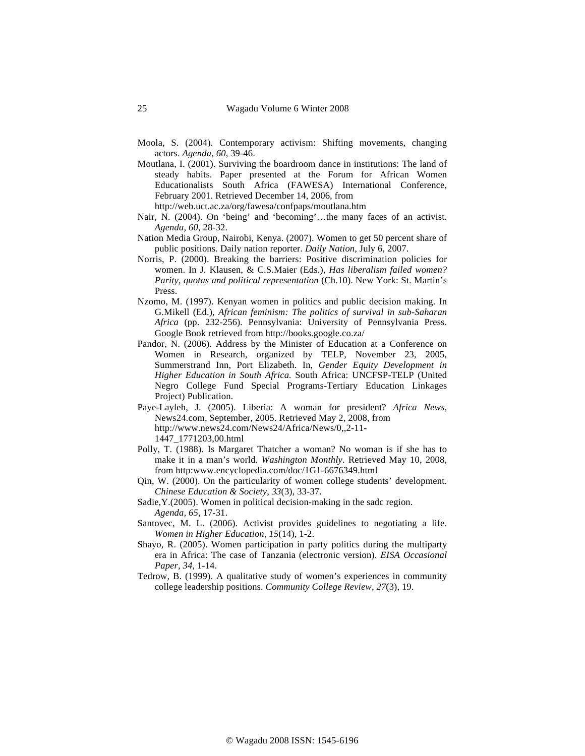Moola, S. (2004). Contemporary activism: Shifting movements, changing actors. *Agenda, 60*, 39-46.

Moutlana, I. (2001). Surviving the boardroom dance in institutions: The land of steady habits. Paper presented at the Forum for African Women Educationalists South Africa (FAWESA) International Conference, February 2001. Retrieved December 14, 2006, from http://web.uct.ac.za/org/fawesa/confpaps/moutlana.htm

Nair, N. (2004). On 'being' and 'becoming'…the many faces of an activist. *Agenda, 60*, 28-32.

Nation Media Group, Nairobi, Kenya. (2007). Women to get 50 percent share of public positions. Daily nation reporter. *Daily Nation,* July 6, 2007.

Norris, P. (2000). Breaking the barriers: Positive discrimination policies for women. In J. Klausen, & C.S.Maier (Eds.), *Has liberalism failed women? Parity, quotas and political representation* (Ch.10). New York: St. Martin's Press.

Nzomo, M. (1997). Kenyan women in politics and public decision making. In G.Mikell (Ed.), *African feminism: The politics of survival in sub-Saharan Africa* (pp. 232-256). Pennsylvania: University of Pennsylvania Press. Google Book retrieved from http://books.google.co.za/

Pandor, N. (2006). Address by the Minister of Education at a Conference on Women in Research, organized by TELP, November 23, 2005, Summerstrand Inn, Port Elizabeth. In, *Gender Equity Development in Higher Education in South Africa.* South Africa: UNCFSP-TELP (United Negro College Fund Special Programs-Tertiary Education Linkages Project) Publication.

Paye-Layleh, J. (2005). Liberia: A woman for president? *Africa News*, News24.com, September, 2005. Retrieved May 2, 2008, from http://www.news24.com/News24/Africa/News/0,,2-11-1447_1771203,00.html

Polly, T. (1988). Is Margaret Thatcher a woman? No woman is if she has to make it in a man's world. *Washington Monthly*. Retrieved May 10, 2008, from http:www.encyclopedia.com/doc/1G1-6676349.html

Qin, W. (2000). On the particularity of women college students' development. *Chinese Education & Society*, *33*(3), 33-37.

Sadie,Y.(2005). Women in political decision-making in the sadc region. *Agenda, 65*, 17-31.

Santovec, M. L. (2006). Activist provides guidelines to negotiating a life. *Women in Higher Education, 15*(14), 1-2.

Shayo, R. (2005). Women participation in party politics during the multiparty era in Africa: The case of Tanzania (electronic version). *EISA Occasional Paper, 34*, 1-14.

Tedrow, B. (1999). A qualitative study of women's experiences in community college leadership positions. *Community College Review, 27*(3), 19.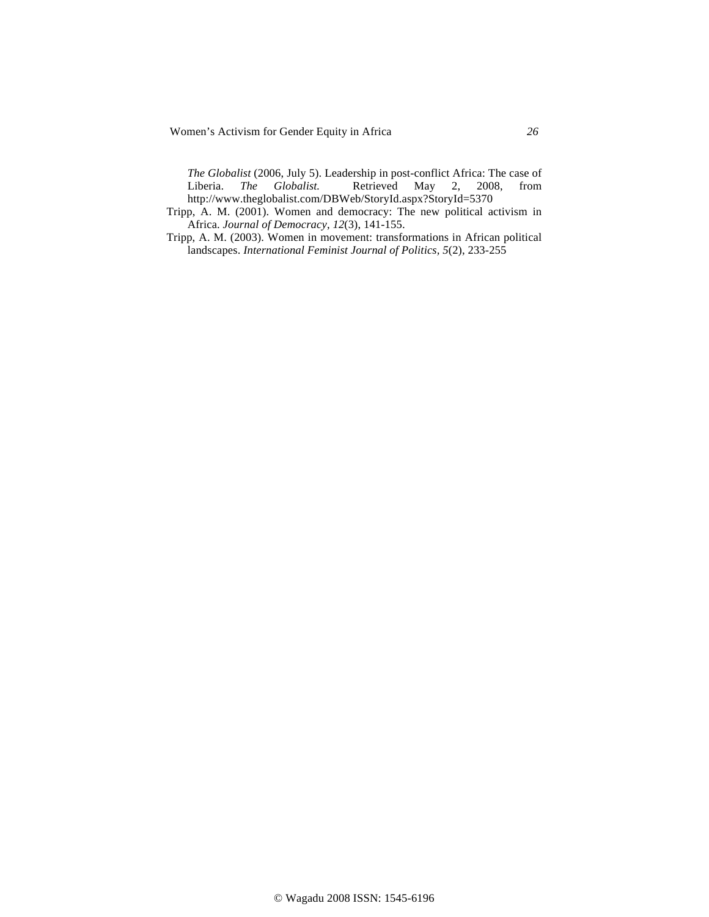*The Globalist* (2006, July 5). Leadership in post-conflict Africa: The case of Liberia. *The Globalist.* Retrieved May 2, 2008, from http://www.theglobalist.com/DBWeb/StoryId.aspx?StoryId=5370

Tripp, A. M. (2001). Women and democracy: The new political activism in Africa. *Journal of Democracy*, *12*(3), 141-155.

Tripp, A. M. (2003). Women in movement: transformations in African political landscapes. *International Feminist Journal of Politics*, *5*(2), 233-255